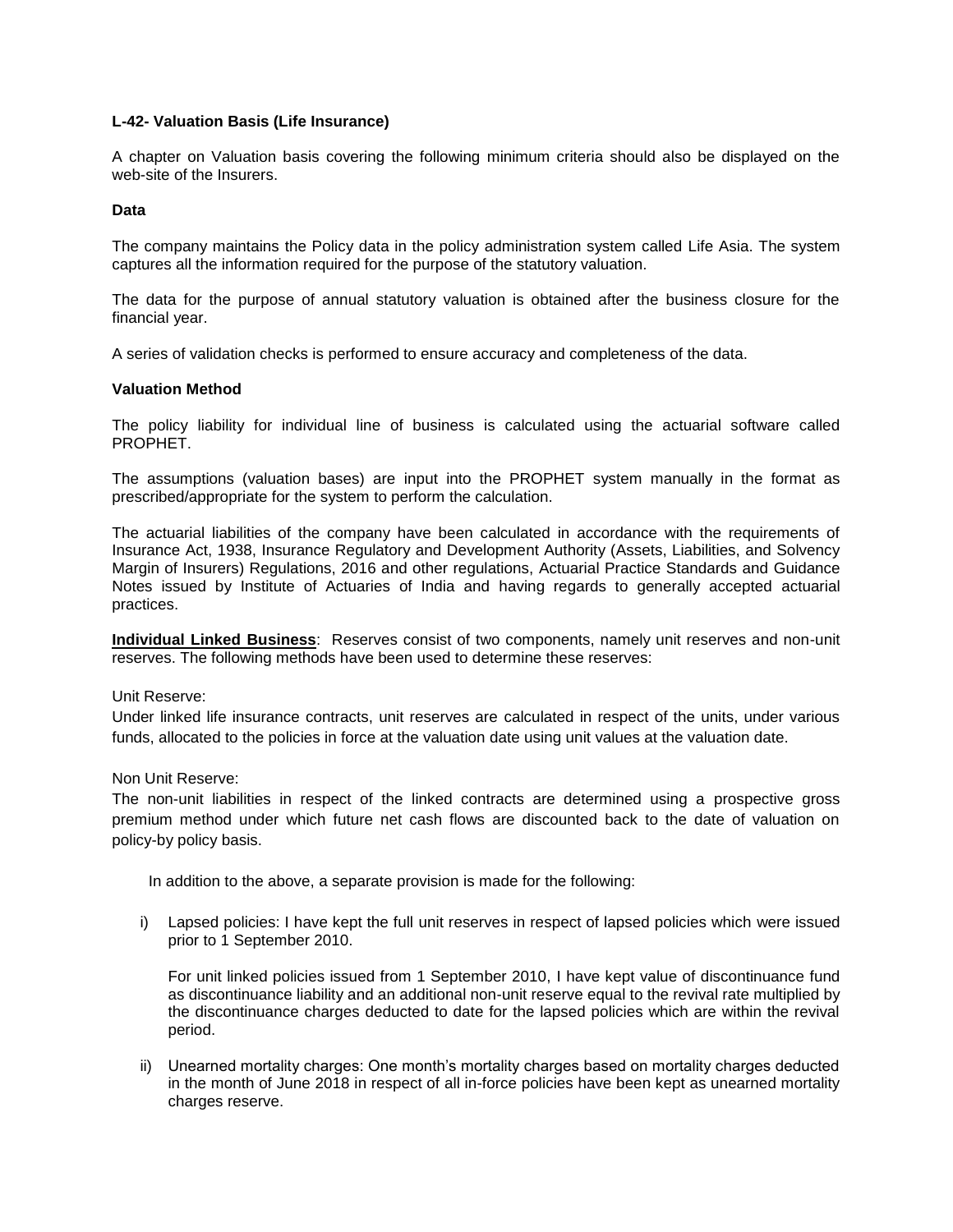**L-42- Valuation Basis (Life Insurance)**

A chapter on Valuation basis covering the following minimum criteria should also be displayed on the web-site of the Insurers.

**Data**

The company maintains the Policy data in the policy administration system called Life Asia. The system captures all the information required for the purpose of the statutory valuation.

The data for the purpose of annual statutory valuation is obtained after the business closure for the financial year.

A series of validation checks is performed to ensure accuracy and completeness of the data.

**Valuation Method**

The policy liability for individual line of business is calculated using the actuarial software called PROPHET.

The assumptions (valuation bases) are input into the PROPHET system manually in the format as prescribed/appropriate for the system to perform the calculation.

The actuarial liabilities of the company have been calculated in accordance with the requirements of Insurance Act, 1938, Insurance Regulatory and Development Authority (Assets, Liabilities, and Solvency Margin of Insurers) Regulations, 2016 and other regulations, Actuarial Practice Standards and Guidance Notes issued by Institute of Actuaries of India and having regards to generally accepted actuarial practices.

**Individual Linked Business**: Reserves consist of two components, namely unit reserves and non-unit reserves. The following methods have been used to determine these reserves:

Unit Reserve:
Under linked life insurance contracts, unit reserves are calculated in respect of the units, under various funds, allocated to the policies in force at the valuation date using unit values at the valuation date.

Non Unit Reserve:
The non-unit liabilities in respect of the linked contracts are determined using a prospective gross premium method under which future net cash flows are discounted back to the date of valuation on policy-by policy basis.

In addition to the above, a separate provision is made for the following:

i) Lapsed policies: I have kept the full unit reserves in respect of lapsed policies which were issued prior to 1 September 2010.

   For unit linked policies issued from 1 September 2010, I have kept value of discontinuance fund as discontinuance liability and an additional non-unit reserve equal to the revival rate multiplied by the discontinuance charges deducted to date for the lapsed policies which are within the revival period.

ii) Unearned mortality charges: One month's mortality charges based on mortality charges deducted in the month of June 2018 in respect of all in-force policies have been kept as unearned mortality charges reserve.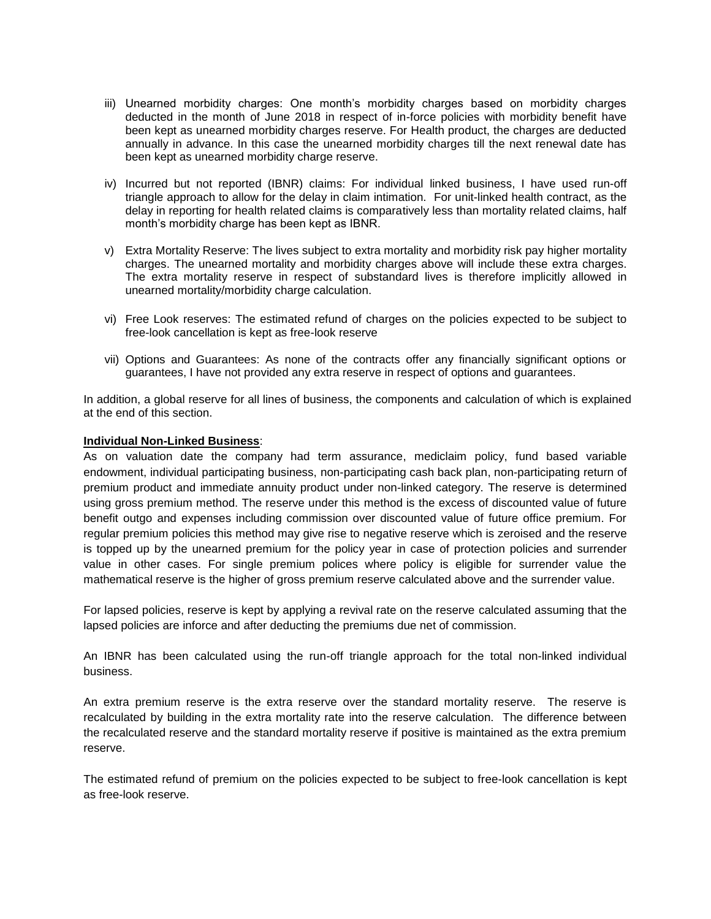iii) Unearned morbidity charges: One month's morbidity charges based on morbidity charges deducted in the month of June 2018 in respect of in-force policies with morbidity benefit have been kept as unearned morbidity charges reserve. For Health product, the charges are deducted annually in advance. In this case the unearned morbidity charges till the next renewal date has been kept as unearned morbidity charge reserve.

iv) Incurred but not reported (IBNR) claims: For individual linked business, I have used run-off triangle approach to allow for the delay in claim intimation. For unit-linked health contract, as the delay in reporting for health related claims is comparatively less than mortality related claims, half month's morbidity charge has been kept as IBNR.

v) Extra Mortality Reserve: The lives subject to extra mortality and morbidity risk pay higher mortality charges. The unearned mortality and morbidity charges above will include these extra charges. The extra mortality reserve in respect of substandard lives is therefore implicitly allowed in unearned mortality/morbidity charge calculation.

vi) Free Look reserves: The estimated refund of charges on the policies expected to be subject to free-look cancellation is kept as free-look reserve

vii) Options and Guarantees: As none of the contracts offer any financially significant options or guarantees, I have not provided any extra reserve in respect of options and guarantees.

In addition, a global reserve for all lines of business, the components and calculation of which is explained at the end of this section.

**Individual Non-Linked Business**:

As on valuation date the company had term assurance, mediclaim policy, fund based variable endowment, individual participating business, non-participating cash back plan, non-participating return of premium product and immediate annuity product under non-linked category. The reserve is determined using gross premium method. The reserve under this method is the excess of discounted value of future benefit outgo and expenses including commission over discounted value of future office premium. For regular premium policies this method may give rise to negative reserve which is zeroised and the reserve is topped up by the unearned premium for the policy year in case of protection policies and surrender value in other cases. For single premium polices where policy is eligible for surrender value the mathematical reserve is the higher of gross premium reserve calculated above and the surrender value.

For lapsed policies, reserve is kept by applying a revival rate on the reserve calculated assuming that the lapsed policies are inforce and after deducting the premiums due net of commission.

An IBNR has been calculated using the run-off triangle approach for the total non-linked individual business.

An extra premium reserve is the extra reserve over the standard mortality reserve. The reserve is recalculated by building in the extra mortality rate into the reserve calculation. The difference between the recalculated reserve and the standard mortality reserve if positive is maintained as the extra premium reserve.

The estimated refund of premium on the policies expected to be subject to free-look cancellation is kept as free-look reserve.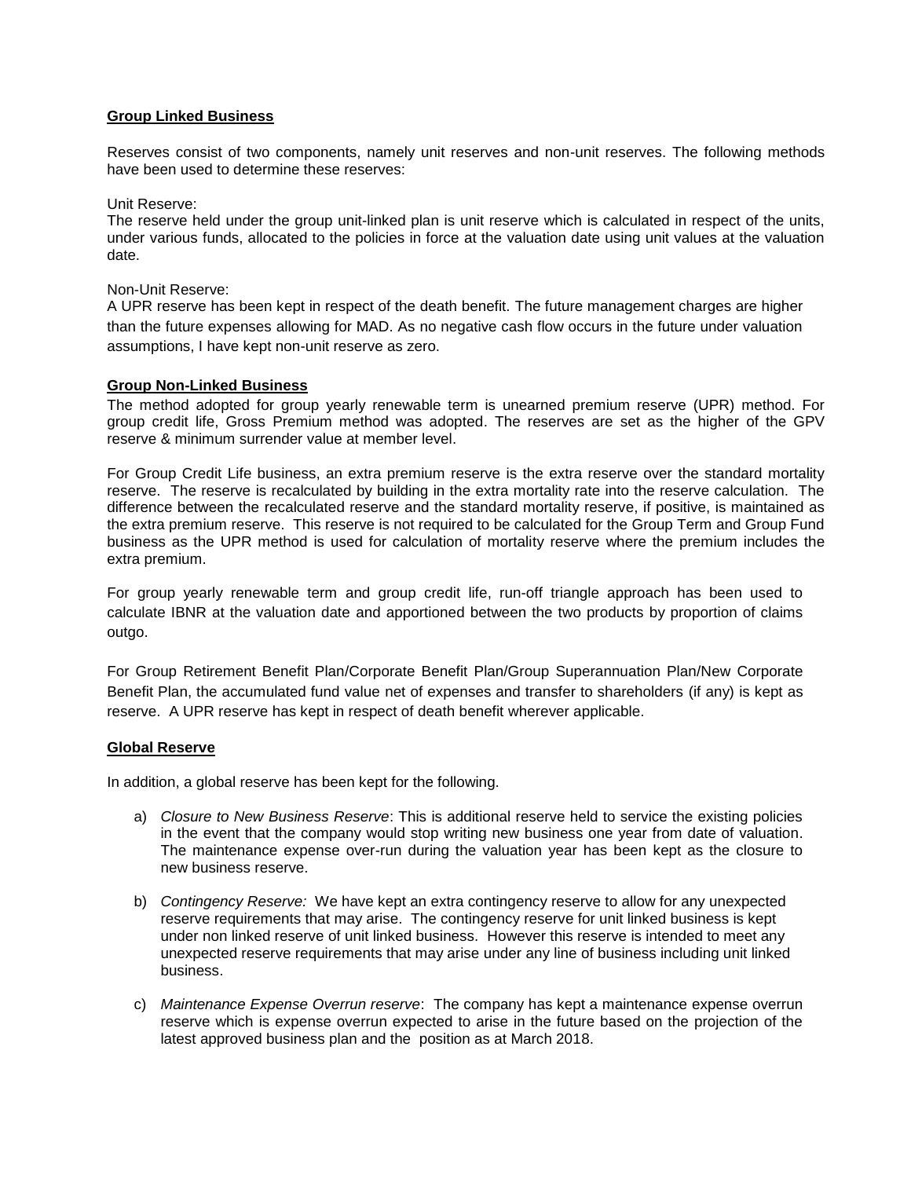**Group Linked Business**

Reserves consist of two components, namely unit reserves and non-unit reserves. The following methods have been used to determine these reserves:

Unit Reserve:
The reserve held under the group unit-linked plan is unit reserve which is calculated in respect of the units, under various funds, allocated to the policies in force at the valuation date using unit values at the valuation date.

Non-Unit Reserve:
A UPR reserve has been kept in respect of the death benefit. The future management charges are higher than the future expenses allowing for MAD. As no negative cash flow occurs in the future under valuation assumptions, I have kept non-unit reserve as zero.

**Group Non-Linked Business**

The method adopted for group yearly renewable term is unearned premium reserve (UPR) method. For group credit life, Gross Premium method was adopted. The reserves are set as the higher of the GPV reserve & minimum surrender value at member level.

For Group Credit Life business, an extra premium reserve is the extra reserve over the standard mortality reserve. The reserve is recalculated by building in the extra mortality rate into the reserve calculation. The difference between the recalculated reserve and the standard mortality reserve, if positive, is maintained as the extra premium reserve. This reserve is not required to be calculated for the Group Term and Group Fund business as the UPR method is used for calculation of mortality reserve where the premium includes the extra premium.

For group yearly renewable term and group credit life, run-off triangle approach has been used to calculate IBNR at the valuation date and apportioned between the two products by proportion of claims outgo.

For Group Retirement Benefit Plan/Corporate Benefit Plan/Group Superannuation Plan/New Corporate Benefit Plan, the accumulated fund value net of expenses and transfer to shareholders (if any) is kept as reserve. A UPR reserve has kept in respect of death benefit wherever applicable.

**Global Reserve**

In addition, a global reserve has been kept for the following.

a) *Closure to New Business Reserve*: This is additional reserve held to service the existing policies in the event that the company would stop writing new business one year from date of valuation. The maintenance expense over-run during the valuation year has been kept as the closure to new business reserve.

b) *Contingency Reserve:* We have kept an extra contingency reserve to allow for any unexpected reserve requirements that may arise. The contingency reserve for unit linked business is kept under non linked reserve of unit linked business. However this reserve is intended to meet any unexpected reserve requirements that may arise under any line of business including unit linked business.

c) *Maintenance Expense Overrun reserve*: The company has kept a maintenance expense overrun reserve which is expense overrun expected to arise in the future based on the projection of the latest approved business plan and the position as at March 2018.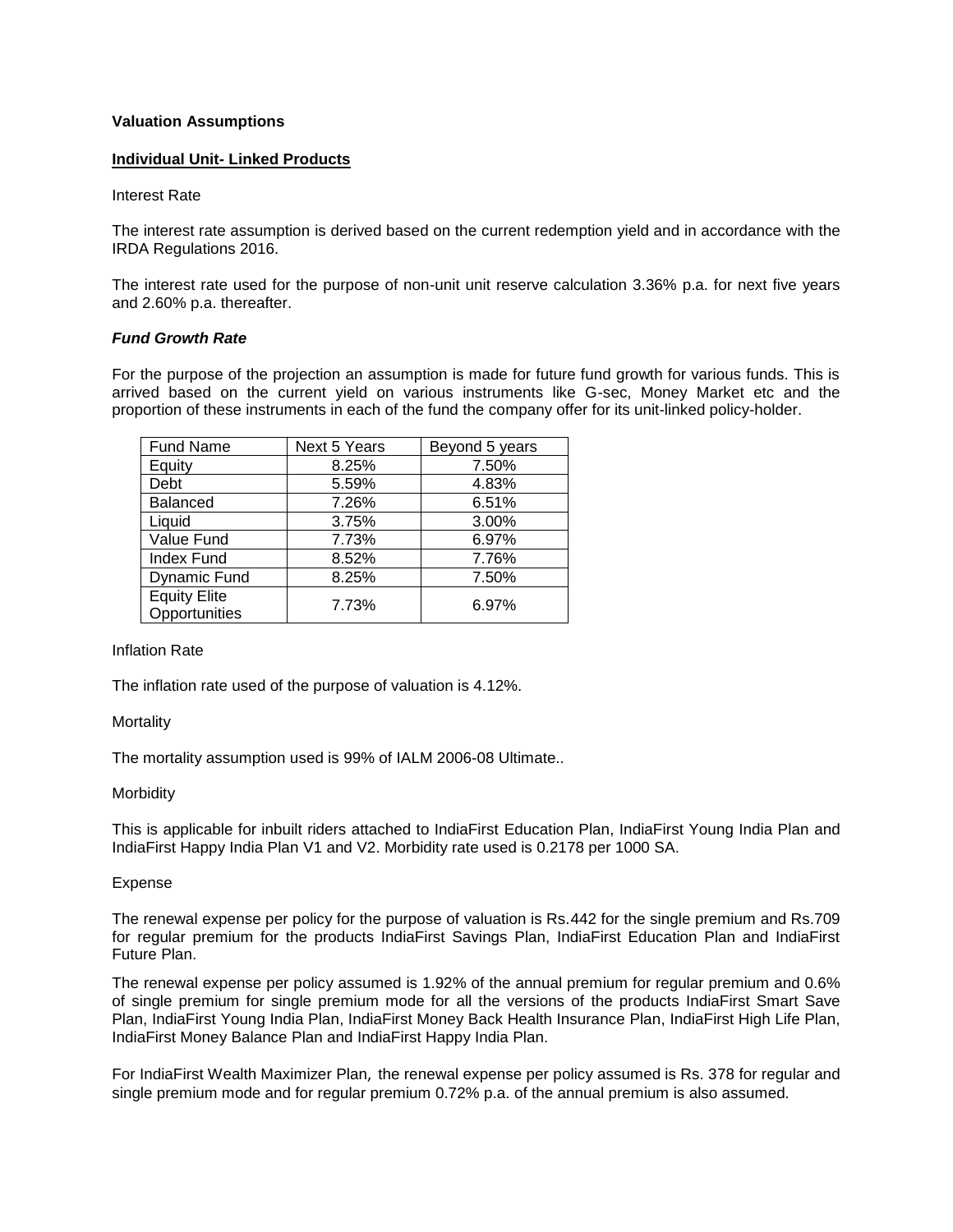**Valuation Assumptions**

**Individual Unit- Linked Products**

Interest Rate

The interest rate assumption is derived based on the current redemption yield and in accordance with the IRDA Regulations 2016.

The interest rate used for the purpose of non-unit unit reserve calculation 3.36% p.a. for next five years and 2.60% p.a. thereafter.

***Fund Growth Rate***

For the purpose of the projection an assumption is made for future fund growth for various funds. This is arrived based on the current yield on various instruments like G-sec, Money Market etc and the proportion of these instruments in each of the fund the company offer for its unit-linked policy-holder.

| Fund Name | Next 5 Years | Beyond 5 years |
| --- | --- | --- |
| Equity | 8.25% | 7.50% |
| Debt | 5.59% | 4.83% |
| Balanced | 7.26% | 6.51% |
| Liquid | 3.75% | 3.00% |
| Value Fund | 7.73% | 6.97% |
| Index Fund | 8.52% | 7.76% |
| Dynamic Fund | 8.25% | 7.50% |
| Equity Elite Opportunities | 7.73% | 6.97% |

Inflation Rate

The inflation rate used of the purpose of valuation is 4.12%.

Mortality

The mortality assumption used is 99% of IALM 2006-08 Ultimate..

Morbidity

This is applicable for inbuilt riders attached to IndiaFirst Education Plan, IndiaFirst Young India Plan and IndiaFirst Happy India Plan V1 and V2. Morbidity rate used is 0.2178 per 1000 SA.

Expense

The renewal expense per policy for the purpose of valuation is Rs.442 for the single premium and Rs.709 for regular premium for the products IndiaFirst Savings Plan, IndiaFirst Education Plan and IndiaFirst Future Plan.

The renewal expense per policy assumed is 1.92% of the annual premium for regular premium and 0.6% of single premium for single premium mode for all the versions of the products IndiaFirst Smart Save Plan, IndiaFirst Young India Plan, IndiaFirst Money Back Health Insurance Plan, IndiaFirst High Life Plan, IndiaFirst Money Balance Plan and IndiaFirst Happy India Plan.

For IndiaFirst Wealth Maximizer Plan, the renewal expense per policy assumed is Rs. 378 for regular and single premium mode and for regular premium 0.72% p.a. of the annual premium is also assumed.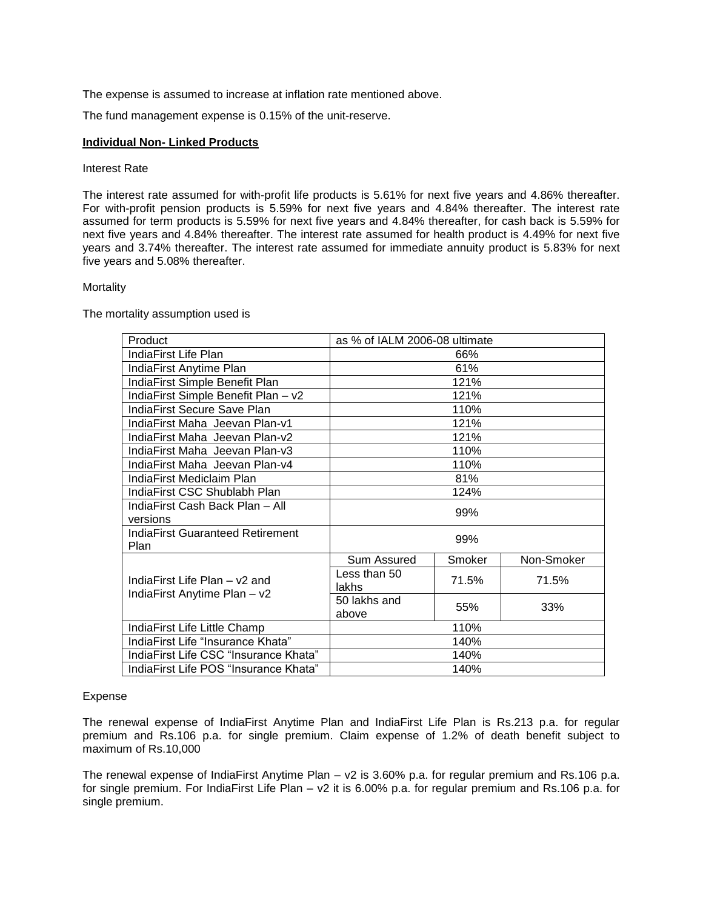The expense is assumed to increase at inflation rate mentioned above.

The fund management expense is 0.15% of the unit-reserve.

**Individual Non- Linked Products**

Interest Rate

The interest rate assumed for with-profit life products is 5.61% for next five years and 4.86% thereafter. For with-profit pension products is 5.59% for next five years and 4.84% thereafter. The interest rate assumed for term products is 5.59% for next five years and 4.84% thereafter, for cash back is 5.59% for next five years and 4.84% thereafter. The interest rate assumed for health product is 4.49% for next five years and 3.74% thereafter. The interest rate assumed for immediate annuity product is 5.83% for next five years and 5.08% thereafter.

Mortality

The mortality assumption used is

| Product | as % of IALM 2006-08 ultimate | | |
|---|---|---|---|
| IndiaFirst Life Plan | 66% | | |
| IndiaFirst Anytime Plan | 61% | | |
| IndiaFirst Simple Benefit Plan | 121% | | |
| IndiaFirst Simple Benefit Plan – v2 | 121% | | |
| IndiaFirst Secure Save Plan | 110% | | |
| IndiaFirst Maha Jeevan Plan-v1 | 121% | | |
| IndiaFirst Maha Jeevan Plan-v2 | 121% | | |
| IndiaFirst Maha Jeevan Plan-v3 | 110% | | |
| IndiaFirst Maha Jeevan Plan-v4 | 110% | | |
| IndiaFirst Mediclaim Plan | 81% | | |
| IndiaFirst CSC Shublabh Plan | 124% | | |
| IndiaFirst Cash Back Plan – All versions | 99% | | |
| IndiaFirst Guaranteed Retirement Plan | 99% | | |
| IndiaFirst Life Plan – v2 and IndiaFirst Anytime Plan – v2 | Sum Assured | Smoker | Non-Smoker |
| | Less than 50 lakhs | 71.5% | 71.5% |
| | 50 lakhs and above | 55% | 33% |
| IndiaFirst Life Little Champ | 110% | | |
| IndiaFirst Life "Insurance Khata" | 140% | | |
| IndiaFirst Life CSC "Insurance Khata" | 140% | | |
| IndiaFirst Life POS "Insurance Khata" | 140% | | |

Expense

The renewal expense of IndiaFirst Anytime Plan and IndiaFirst Life Plan is Rs.213 p.a. for regular premium and Rs.106 p.a. for single premium. Claim expense of 1.2% of death benefit subject to maximum of Rs.10,000

The renewal expense of IndiaFirst Anytime Plan – v2 is 3.60% p.a. for regular premium and Rs.106 p.a. for single premium. For IndiaFirst Life Plan – v2 it is 6.00% p.a. for regular premium and Rs.106 p.a. for single premium.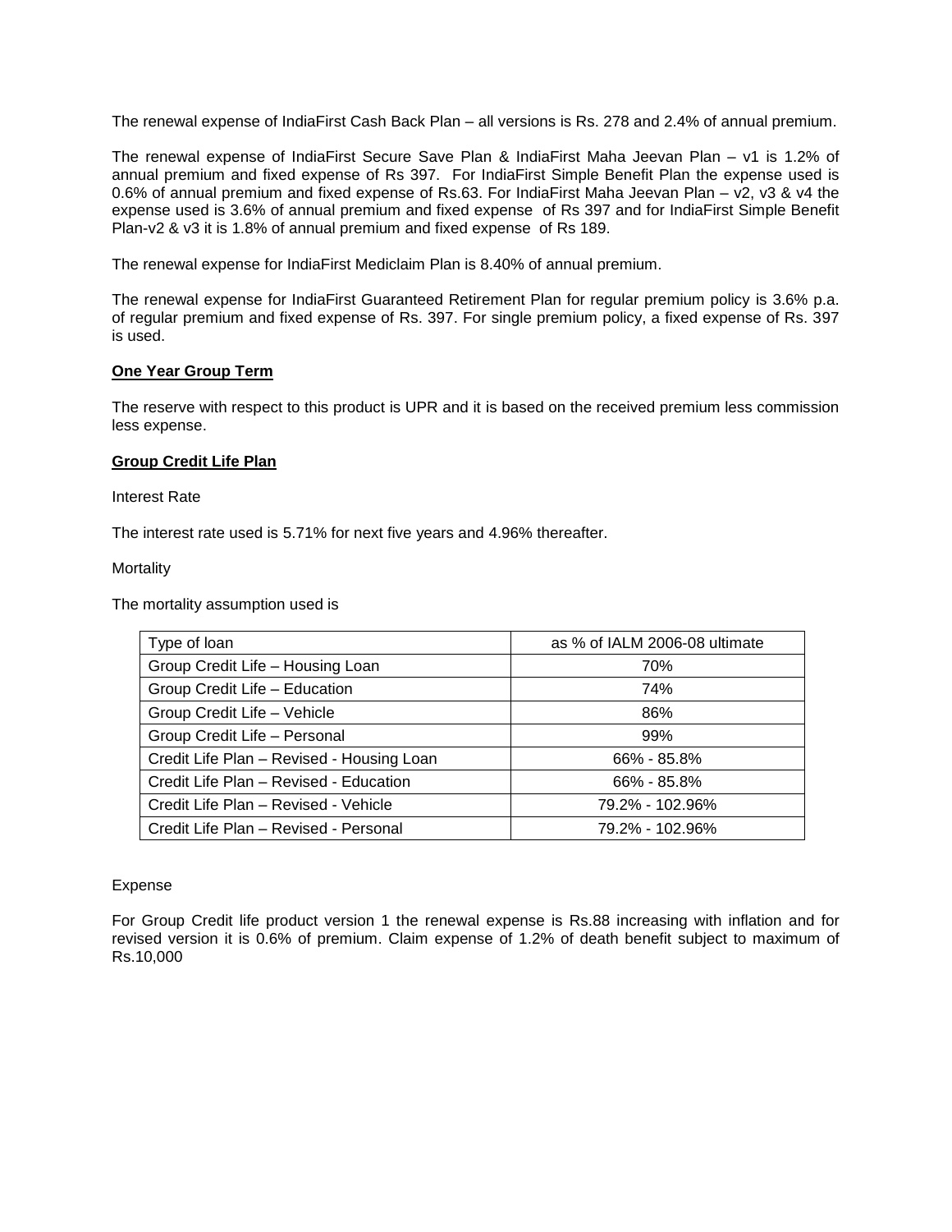The renewal expense of IndiaFirst Cash Back Plan – all versions is Rs. 278 and 2.4% of annual premium.

The renewal expense of IndiaFirst Secure Save Plan & IndiaFirst Maha Jeevan Plan – v1 is 1.2% of annual premium and fixed expense of Rs 397. For IndiaFirst Simple Benefit Plan the expense used is 0.6% of annual premium and fixed expense of Rs.63. For IndiaFirst Maha Jeevan Plan – v2, v3 & v4 the expense used is 3.6% of annual premium and fixed expense of Rs 397 and for IndiaFirst Simple Benefit Plan-v2 & v3 it is 1.8% of annual premium and fixed expense of Rs 189.

The renewal expense for IndiaFirst Mediclaim Plan is 8.40% of annual premium.

The renewal expense for IndiaFirst Guaranteed Retirement Plan for regular premium policy is 3.6% p.a. of regular premium and fixed expense of Rs. 397. For single premium policy, a fixed expense of Rs. 397 is used.

**<u>One Year Group Term</u>**

The reserve with respect to this product is UPR and it is based on the received premium less commission less expense.

**<u>Group Credit Life Plan</u>**

Interest Rate

The interest rate used is 5.71% for next five years and 4.96% thereafter.

Mortality

The mortality assumption used is

| Type of loan | as % of IALM 2006-08 ultimate |
|---|---|
| Group Credit Life – Housing Loan | 70% |
| Group Credit Life – Education | 74% |
| Group Credit Life – Vehicle | 86% |
| Group Credit Life – Personal | 99% |
| Credit Life Plan – Revised - Housing Loan | 66% - 85.8% |
| Credit Life Plan – Revised - Education | 66% - 85.8% |
| Credit Life Plan – Revised - Vehicle | 79.2% - 102.96% |
| Credit Life Plan – Revised - Personal | 79.2% - 102.96% |

Expense

For Group Credit life product version 1 the renewal expense is Rs.88 increasing with inflation and for revised version it is 0.6% of premium. Claim expense of 1.2% of death benefit subject to maximum of Rs.10,000